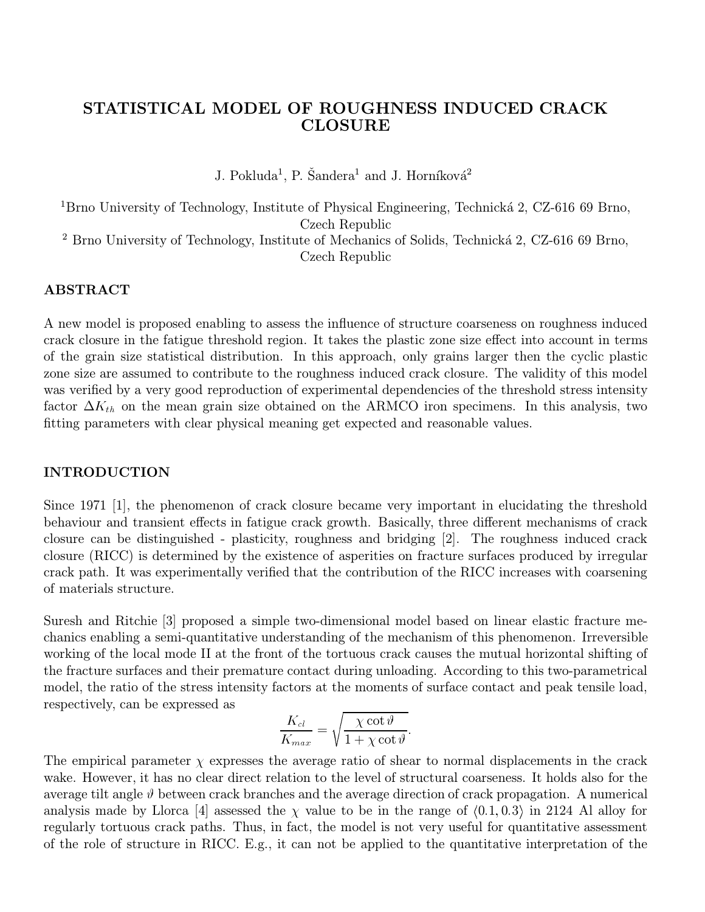# STATISTICAL MODEL OF ROUGHNESS INDUCED CRACK CLOSURE

J. Pokluda[1], P. Šandera[1] and J. Horníková[2]

[1]Brno University of Technology, Institute of Physical Engineering, Technická 2, CZ-616 69 Brno, Czech Republic
[2] Brno University of Technology, Institute of Mechanics of Solids, Technická 2, CZ-616 69 Brno, Czech Republic

## ABSTRACT

A new model is proposed enabling to assess the influence of structure coarseness on roughness induced crack closure in the fatigue threshold region. It takes the plastic zone size effect into account in terms of the grain size statistical distribution. In this approach, only grains larger then the cyclic plastic zone size are assumed to contribute to the roughness induced crack closure. The validity of this model was verified by a very good reproduction of experimental dependencies of the threshold stress intensity factor $\Delta K_{th}$ on the mean grain size obtained on the ARMCO iron specimens. In this analysis, two fitting parameters with clear physical meaning get expected and reasonable values.

## INTRODUCTION

Since 1971 [1], the phenomenon of crack closure became very important in elucidating the threshold behaviour and transient effects in fatigue crack growth. Basically, three different mechanisms of crack closure can be distinguished - plasticity, roughness and bridging [2]. The roughness induced crack closure (RICC) is determined by the existence of asperities on fracture surfaces produced by irregular crack path. It was experimentally verified that the contribution of the RICC increases with coarsening of materials structure.

Suresh and Ritchie [3] proposed a simple two-dimensional model based on linear elastic fracture mechanics enabling a semi-quantitative understanding of the mechanism of this phenomenon. Irreversible working of the local mode II at the front of the tortuous crack causes the mutual horizontal shifting of the fracture surfaces and their premature contact during unloading. According to this two-parametrical model, the ratio of the stress intensity factors at the moments of surface contact and peak tensile load, respectively, can be expressed as

$$\frac{K_{cl}}{K_{max}} = \sqrt{\frac{\chi \cot \vartheta}{1 + \chi \cot \vartheta}}.$$

The empirical parameter $\chi$ expresses the average ratio of shear to normal displacements in the crack wake. However, it has no clear direct relation to the level of structural coarseness. It holds also for the average tilt angle $\vartheta$ between crack branches and the average direction of crack propagation. A numerical analysis made by Llorca [4] assessed the $\chi$ value to be in the range of $\langle 0.1, 0.3 \rangle$ in 2124 Al alloy for regularly tortuous crack paths. Thus, in fact, the model is not very useful for quantitative assessment of the role of structure in RICC. E.g., it can not be applied to the quantitative interpretation of the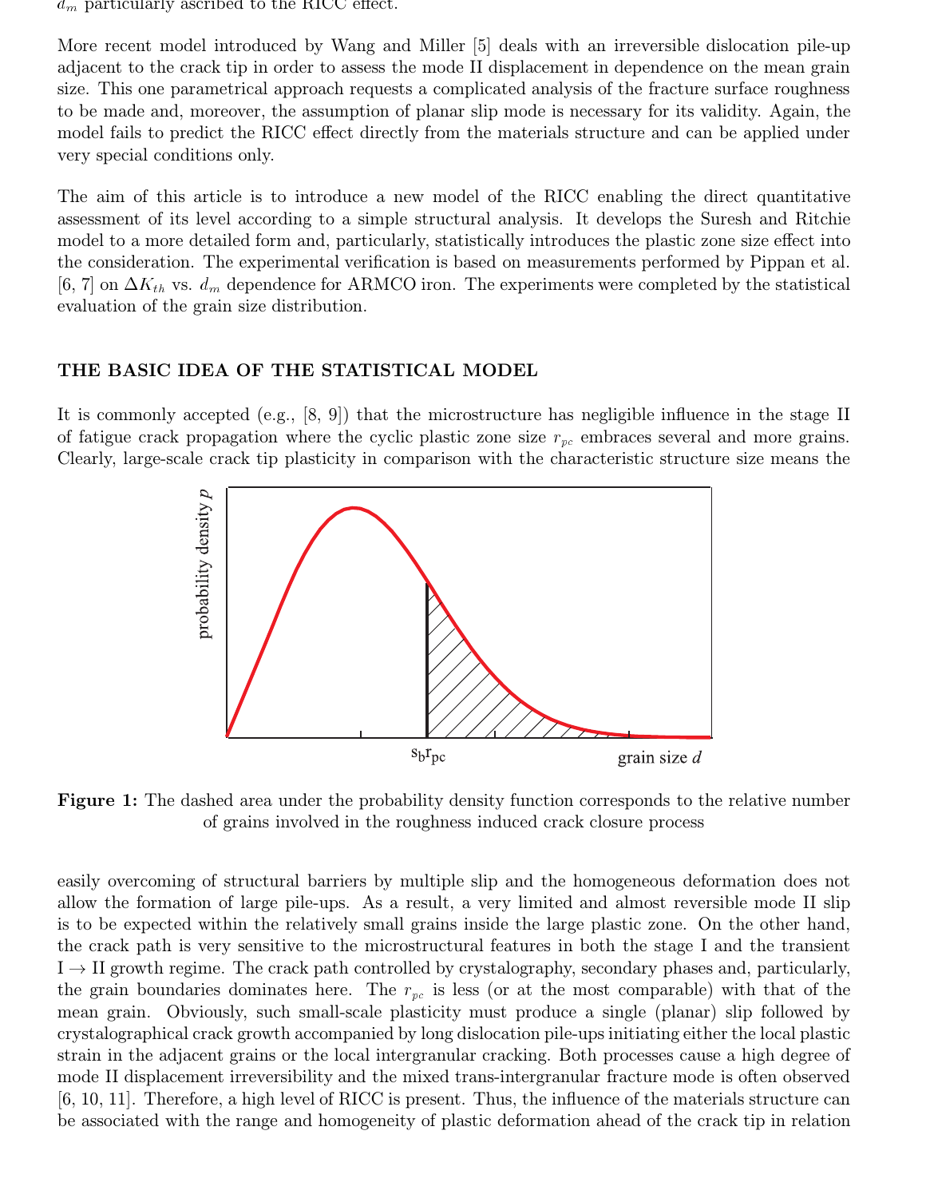$d_m$ particularly ascribed to the RICC effect.

More recent model introduced by Wang and Miller [5] deals with an irreversible dislocation pile-up adjacent to the crack tip in order to assess the mode II displacement in dependence on the mean grain size. This one parametrical approach requests a complicated analysis of the fracture surface roughness to be made and, moreover, the assumption of planar slip mode is necessary for its validity. Again, the model fails to predict the RICC effect directly from the materials structure and can be applied under very special conditions only.

The aim of this article is to introduce a new model of the RICC enabling the direct quantitative assessment of its level according to a simple structural analysis. It develops the Suresh and Ritchie model to a more detailed form and, particularly, statistically introduces the plastic zone size effect into the consideration. The experimental verification is based on measurements performed by Pippan et al. [6, 7] on $\Delta K_{th}$ vs. $d_m$ dependence for ARMCO iron. The experiments were completed by the statistical evaluation of the grain size distribution.

## THE BASIC IDEA OF THE STATISTICAL MODEL

It is commonly accepted (e.g., [8, 9]) that the microstructure has negligible influence in the stage II of fatigue crack propagation where the cyclic plastic zone size $r_{pc}$ embraces several and more grains. Clearly, large-scale crack tip plasticity in comparison with the characteristic structure size means the

**Figure 1:** The dashed area under the probability density function corresponds to the relative number of grains involved in the roughness induced crack closure process

easily overcoming of structural barriers by multiple slip and the homogeneous deformation does not allow the formation of large pile-ups. As a result, a very limited and almost reversible mode II slip is to be expected within the relatively small grains inside the large plastic zone. On the other hand, the crack path is very sensitive to the microstructural features in both the stage I and the transient I $\rightarrow$ II growth regime. The crack path controlled by crystalography, secondary phases and, particularly, the grain boundaries dominates here. The $r_{pc}$ is less (or at the most comparable) with that of the mean grain. Obviously, such small-scale plasticity must produce a single (planar) slip followed by crystalographical crack growth accompanied by long dislocation pile-ups initiating either the local plastic strain in the adjacent grains or the local intergranular cracking. Both processes cause a high degree of mode II displacement irreversibility and the mixed trans-intergranular fracture mode is often observed [6, 10, 11]. Therefore, a high level of RICC is present. Thus, the influence of the materials structure can be associated with the range and homogeneity of plastic deformation ahead of the crack tip in relation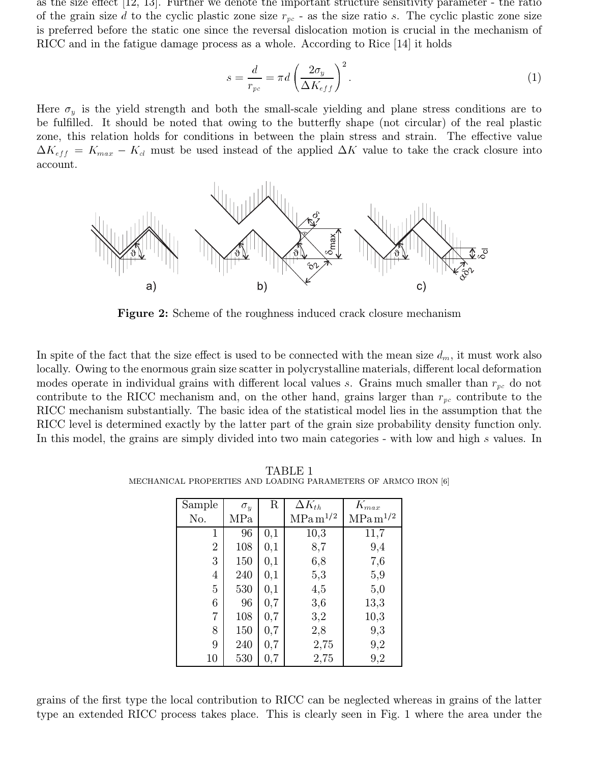as the size effect [12, 13]. Further we denote the important structure sensitivity parameter - the ratio of the grain size $d$ to the cyclic plastic zone size $r_{pc}$ - as the size ratio $s$. The cyclic plastic zone size is preferred before the static one since the reversal dislocation motion is crucial in the mechanism of RICC and in the fatigue damage process as a whole. According to Rice [14] it holds

$$s = \frac{d}{r_{pc}} = \pi d \left( \frac{2\sigma_y}{\Delta K_{eff}} \right)^2 . \tag{1}$$

Here $\sigma_y$ is the yield strength and both the small-scale yielding and plane stress conditions are to be fulfilled. It should be noted that owing to the butterfly shape (not circular) of the real plastic zone, this relation holds for conditions in between the plain stress and strain. The effective value $\Delta K_{eff} = K_{max} - K_{cl}$ must be used instead of the applied $\Delta K$ value to take the crack closure into account.

**Figure 2:** Scheme of the roughness induced crack closure mechanism

In spite of the fact that the size effect is used to be connected with the mean size $d_m$, it must work also locally. Owing to the enormous grain size scatter in polycrystalline materials, different local deformation modes operate in individual grains with different local values $s$. Grains much smaller than $r_{pc}$ do not contribute to the RICC mechanism and, on the other hand, grains larger than $r_{pc}$ contribute to the RICC mechanism substantially. The basic idea of the statistical model lies in the assumption that the RICC level is determined exactly by the latter part of the grain size probability density function only. In this model, the grains are simply divided into two main categories - with low and high $s$ values. In

TABLE 1
MECHANICAL PROPERTIES AND LOADING PARAMETERS OF ARMCO IRON [6]

| Sample No. | $\sigma_y$ MPa | R | $\Delta K_{th}$ MPa m$^{1/2}$ | $K_{max}$ MPa m$^{1/2}$ |
|---|---|---|---|---|
| 1 | 96 | 0,1 | 10,3 | 11,7 |
| 2 | 108 | 0,1 | 8,7 | 9,4 |
| 3 | 150 | 0,1 | 6,8 | 7,6 |
| 4 | 240 | 0,1 | 5,3 | 5,9 |
| 5 | 530 | 0,1 | 4,5 | 5,0 |
| 6 | 96 | 0,7 | 3,6 | 13,3 |
| 7 | 108 | 0,7 | 3,2 | 10,3 |
| 8 | 150 | 0,7 | 2,8 | 9,3 |
| 9 | 240 | 0,7 | 2,75 | 9,2 |
| 10 | 530 | 0,7 | 2,75 | 9,2 |

grains of the first type the local contribution to RICC can be neglected whereas in grains of the latter type an extended RICC process takes place. This is clearly seen in Fig. 1 where the area under the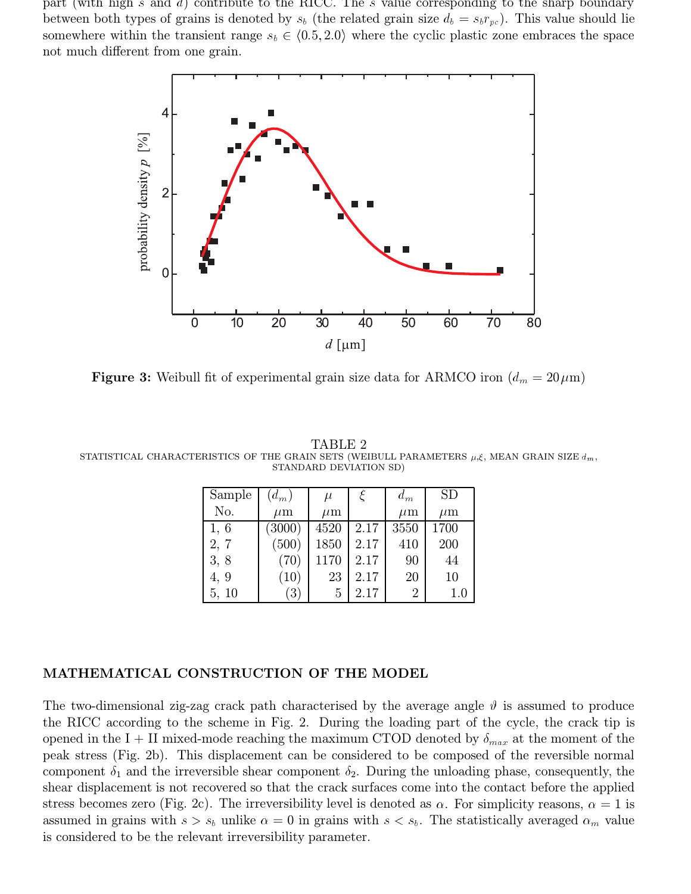part (with high $s$ and $d$) contribute to the RICC. The $s$ value corresponding to the sharp boundary between both types of grains is denoted by $s_b$ (the related grain size $d_b = s_b r_{pc}$). This value should lie somewhere within the transient range $s_b \in \langle 0.5, 2.0 \rangle$ where the cyclic plastic zone embraces the space not much different from one grain.

**Figure 3:** Weibull fit of experimental grain size data for ARMCO iron ($d_m = 20\,\mu$m)

TABLE 2
STATISTICAL CHARACTERISTICS OF THE GRAIN SETS (WEIBULL PARAMETERS $\mu$,$\xi$, MEAN GRAIN SIZE $d_m$, STANDARD DEVIATION SD)

| Sample No. | $(d_m)$ $\mu$m | $\mu$ $\mu$m | $\xi$ | $d_m$ $\mu$m | SD $\mu$m |
|---|---|---|---|---|---|
| 1, 6 | (3000) | 4520 | 2.17 | 3550 | 1700 |
| 2, 7 | (500) | 1850 | 2.17 | 410 | 200 |
| 3, 8 | (70) | 1170 | 2.17 | 90 | 44 |
| 4, 9 | (10) | 23 | 2.17 | 20 | 10 |
| 5, 10 | (3) | 5 | 2.17 | 2 | 1.0 |

## MATHEMATICAL CONSTRUCTION OF THE MODEL

The two-dimensional zig-zag crack path characterised by the average angle $\vartheta$ is assumed to produce the RICC according to the scheme in Fig. 2. During the loading part of the cycle, the crack tip is opened in the I + II mixed-mode reaching the maximum CTOD denoted by $\delta_{max}$ at the moment of the peak stress (Fig. 2b). This displacement can be considered to be composed of the reversible normal component $\delta_1$ and the irreversible shear component $\delta_2$. During the unloading phase, consequently, the shear displacement is not recovered so that the crack surfaces come into the contact before the applied stress becomes zero (Fig. 2c). The irreversibility level is denoted as $\alpha$. For simplicity reasons, $\alpha = 1$ is assumed in grains with $s > s_b$ unlike $\alpha = 0$ in grains with $s < s_b$. The statistically averaged $\alpha_m$ value is considered to be the relevant irreversibility parameter.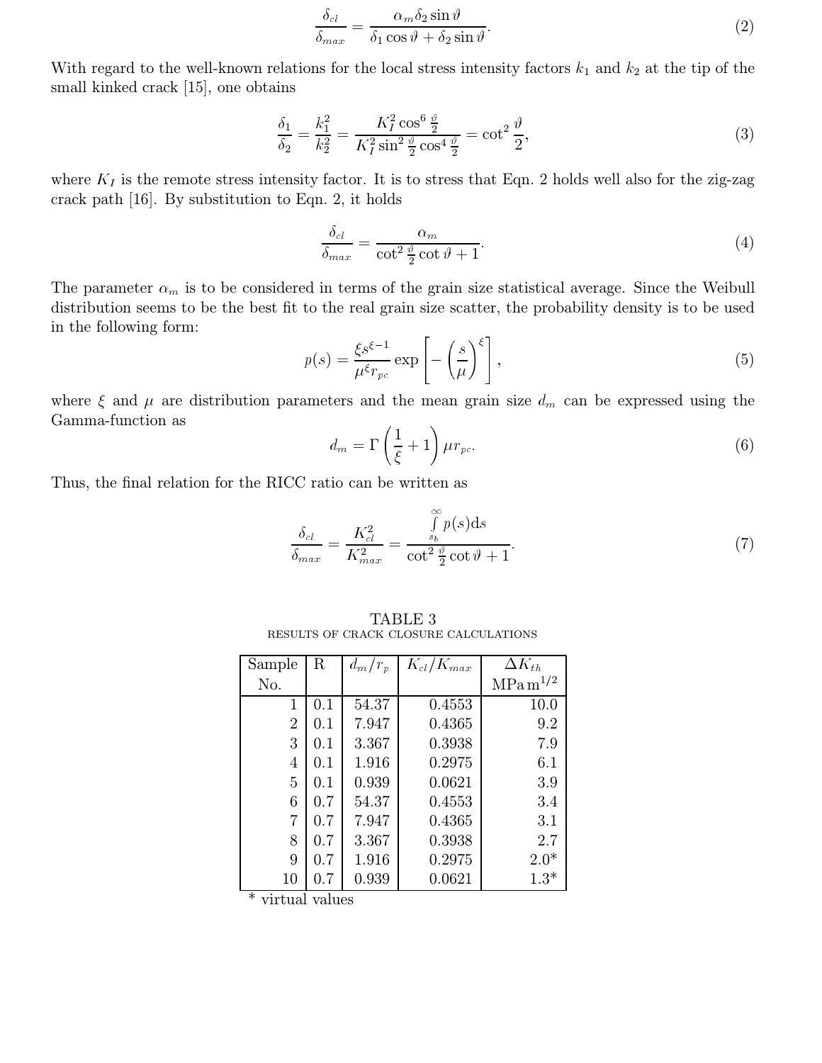$$\frac{\delta_{cl}}{\delta_{max}} = \frac{\alpha_m \delta_2 \sin\vartheta}{\delta_1 \cos\vartheta + \delta_2 \sin\vartheta}. \tag{2}$$

With regard to the well-known relations for the local stress intensity factors $k_1$ and $k_2$ at the tip of the small kinked crack [15], one obtains

$$\frac{\delta_1}{\delta_2} = \frac{k_1^2}{k_2^2} = \frac{K_I^2 \cos^6 \frac{\vartheta}{2}}{K_I^2 \sin^2 \frac{\vartheta}{2} \cos^4 \frac{\vartheta}{2}} = \cot^2 \frac{\vartheta}{2}, \tag{3}$$

where $K_I$ is the remote stress intensity factor. It is to stress that Eqn. 2 holds well also for the zig-zag crack path [16]. By substitution to Eqn. 2, it holds

$$\frac{\delta_{cl}}{\delta_{max}} = \frac{\alpha_m}{\cot^2 \frac{\vartheta}{2} \cot\vartheta + 1}. \tag{4}$$

The parameter $\alpha_m$ is to be considered in terms of the grain size statistical average. Since the Weibull distribution seems to be the best fit to the real grain size scatter, the probability density is to be used in the following form:

$$p(s) = \frac{\xi s^{\xi-1}}{\mu^{\xi} r_{pc}} \exp\left[-\left(\frac{s}{\mu}\right)^{\xi}\right], \tag{5}$$

where $\xi$ and $\mu$ are distribution parameters and the mean grain size $d_m$ can be expressed using the Gamma-function as

$$d_m = \Gamma\left(\frac{1}{\xi} + 1\right) \mu r_{pc}. \tag{6}$$

Thus, the final relation for the RICC ratio can be written as

$$\frac{\delta_{cl}}{\delta_{max}} = \frac{K_{cl}^2}{K_{max}^2} = \frac{\int_{s_b}^{\infty} p(s) \mathrm{d}s}{\cot^2 \frac{\vartheta}{2} \cot\vartheta + 1}. \tag{7}$$

TABLE 3
RESULTS OF CRACK CLOSURE CALCULATIONS

| Sample No. | R | $d_m/r_p$ | $K_{cl}/K_{max}$ | $\Delta K_{th}$ MPa m$^{1/2}$ |
|---|---|---|---|---|
| 1 | 0.1 | 54.37 | 0.4553 | 10.0 |
| 2 | 0.1 | 7.947 | 0.4365 | 9.2 |
| 3 | 0.1 | 3.367 | 0.3938 | 7.9 |
| 4 | 0.1 | 1.916 | 0.2975 | 6.1 |
| 5 | 0.1 | 0.939 | 0.0621 | 3.9 |
| 6 | 0.7 | 54.37 | 0.4553 | 3.4 |
| 7 | 0.7 | 7.947 | 0.4365 | 3.1 |
| 8 | 0.7 | 3.367 | 0.3938 | 2.7 |
| 9 | 0.7 | 1.916 | 0.2975 | 2.0* |
| 10 | 0.7 | 0.939 | 0.0621 | 1.3* |

\* virtual values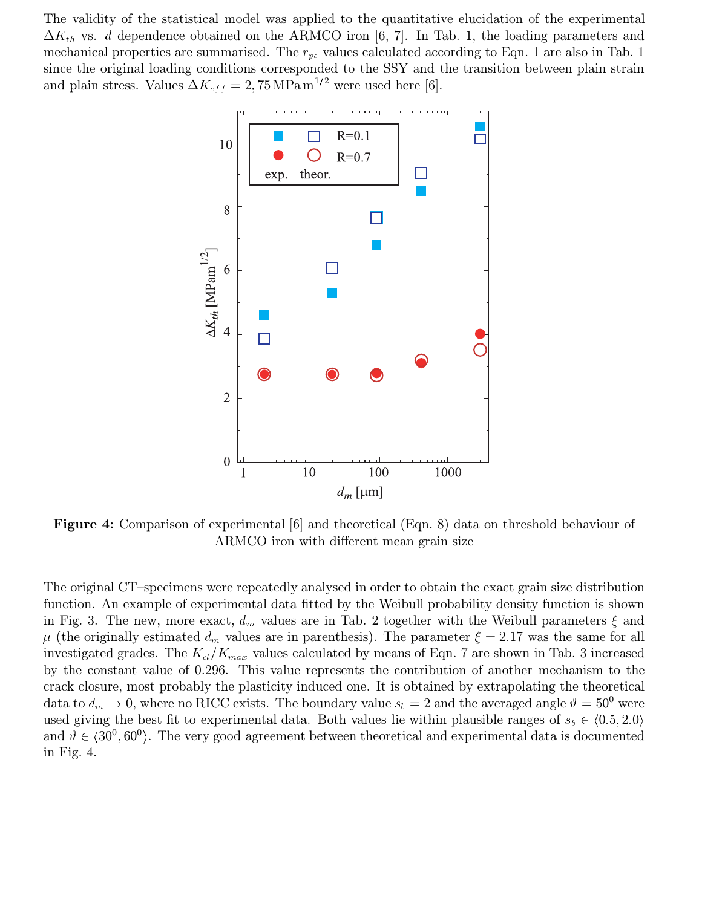The validity of the statistical model was applied to the quantitative elucidation of the experimental $\Delta K_{th}$ vs. $d$ dependence obtained on the ARMCO iron [6, 7]. In Tab. 1, the loading parameters and mechanical properties are summarised. The $r_{pc}$ values calculated according to Eqn. 1 are also in Tab. 1 since the original loading conditions corresponded to the SSY and the transition between plain strain and plain stress. Values $\Delta K_{eff} = 2,75\,\mathrm{MPa\,m}^{1/2}$ were used here [6].

**Figure 4:** Comparison of experimental [6] and theoretical (Eqn. 8) data on threshold behaviour of ARMCO iron with different mean grain size

The original CT–specimens were repeatedly analysed in order to obtain the exact grain size distribution function. An example of experimental data fitted by the Weibull probability density function is shown in Fig. 3. The new, more exact, $d_m$ values are in Tab. 2 together with the Weibull parameters $\xi$ and $\mu$ (the originally estimated $d_m$ values are in parenthesis). The parameter $\xi = 2.17$ was the same for all investigated grades. The $K_{cl}/K_{max}$ values calculated by means of Eqn. 7 are shown in Tab. 3 increased by the constant value of 0.296. This value represents the contribution of another mechanism to the crack closure, most probably the plasticity induced one. It is obtained by extrapolating the theoretical data to $d_m \to 0$, where no RICC exists. The boundary value $s_b = 2$ and the averaged angle $\vartheta = 50^0$ were used giving the best fit to experimental data. Both values lie within plausible ranges of $s_b \in \langle 0.5, 2.0\rangle$ and $\vartheta \in \langle 30^0, 60^0\rangle$. The very good agreement between theoretical and experimental data is documented in Fig. 4.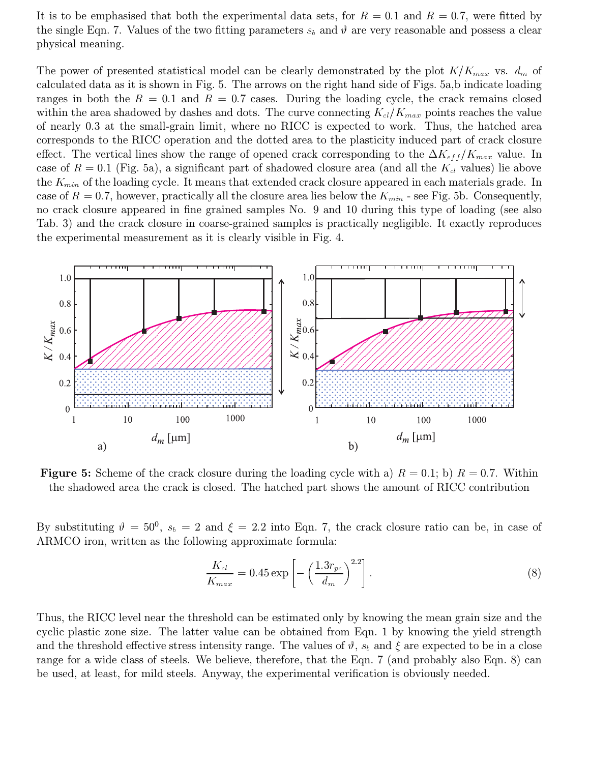It is to be emphasised that both the experimental data sets, for $R = 0.1$ and $R = 0.7$, were fitted by the single Eqn. 7. Values of the two fitting parameters $s_b$ and $\vartheta$ are very reasonable and possess a clear physical meaning.

The power of presented statistical model can be clearly demonstrated by the plot $K/K_{max}$ vs. $d_m$ of calculated data as it is shown in Fig. 5. The arrows on the right hand side of Figs. 5a,b indicate loading ranges in both the $R = 0.1$ and $R = 0.7$ cases. During the loading cycle, the crack remains closed within the area shadowed by dashes and dots. The curve connecting $K_{cl}/K_{max}$ points reaches the value of nearly 0.3 at the small-grain limit, where no RICC is expected to work. Thus, the hatched area corresponds to the RICC operation and the dotted area to the plasticity induced part of crack closure effect. The vertical lines show the range of opened crack corresponding to the $\Delta K_{eff}/K_{max}$ value. In case of $R = 0.1$ (Fig. 5a), a significant part of shadowed closure area (and all the $K_{cl}$ values) lie above the $K_{min}$ of the loading cycle. It means that extended crack closure appeared in each materials grade. In case of $R = 0.7$, however, practically all the closure area lies below the $K_{min}$ - see Fig. 5b. Consequently, no crack closure appeared in fine grained samples No. 9 and 10 during this type of loading (see also Tab. 3) and the crack closure in coarse-grained samples is practically negligible. It exactly reproduces the experimental measurement as it is clearly visible in Fig. 4.

**Figure 5:** Scheme of the crack closure during the loading cycle with a) $R = 0.1$; b) $R = 0.7$. Within the shadowed area the crack is closed. The hatched part shows the amount of RICC contribution

By substituting $\vartheta = 50^0$, $s_b = 2$ and $\xi = 2.2$ into Eqn. 7, the crack closure ratio can be, in case of ARMCO iron, written as the following approximate formula:

$$\frac{K_{cl}}{K_{max}} = 0.45 \exp\left[-\left(\frac{1.3 r_{pc}}{d_m}\right)^{2.2}\right]. \tag{8}$$

Thus, the RICC level near the threshold can be estimated only by knowing the mean grain size and the cyclic plastic zone size. The latter value can be obtained from Eqn. 1 by knowing the yield strength and the threshold effective stress intensity range. The values of $\vartheta$, $s_b$ and $\xi$ are expected to be in a close range for a wide class of steels. We believe, therefore, that the Eqn. 7 (and probably also Eqn. 8) can be used, at least, for mild steels. Anyway, the experimental verification is obviously needed.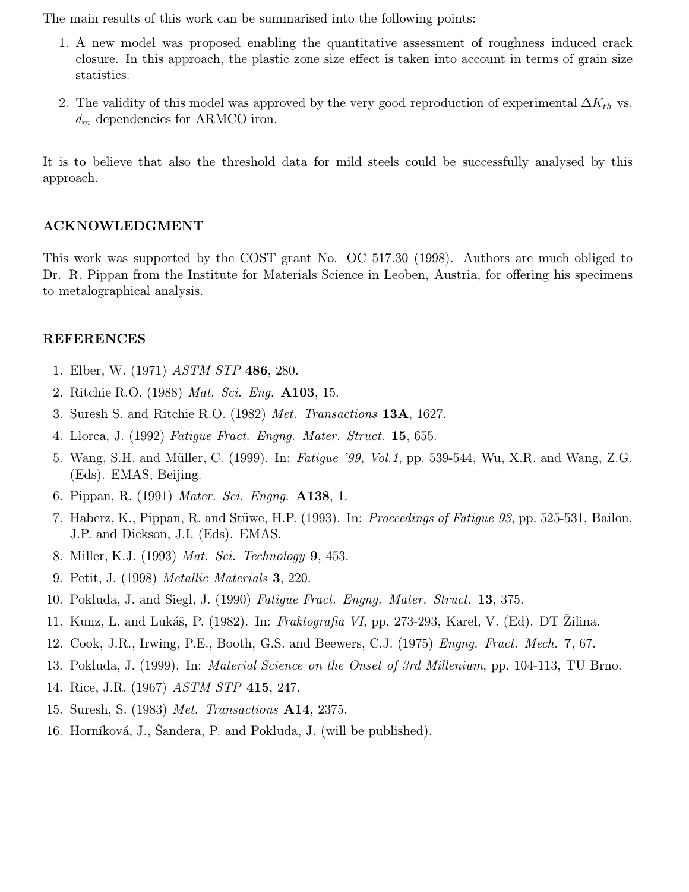The main results of this work can be summarised into the following points:

1. A new model was proposed enabling the quantitative assessment of roughness induced crack closure. In this approach, the plastic zone size effect is taken into account in terms of grain size statistics.

2. The validity of this model was approved by the very good reproduction of experimental $\Delta K_{th}$ vs. $d_m$ dependencies for ARMCO iron.

It is to believe that also the threshold data for mild steels could be successfully analysed by this approach.

## ACKNOWLEDGMENT

This work was supported by the COST grant No. OC 517.30 (1998). Authors are much obliged to Dr. R. Pippan from the Institute for Materials Science in Leoben, Austria, for offering his specimens to metalographical analysis.

## REFERENCES

1. Elber, W. (1971) *ASTM STP* **486**, 280.
2. Ritchie R.O. (1988) *Mat. Sci. Eng.* **A103**, 15.
3. Suresh S. and Ritchie R.O. (1982) *Met. Transactions* **13A**, 1627.
4. Llorca, J. (1992) *Fatigue Fract. Engng. Mater. Struct.* **15**, 655.
5. Wang, S.H. and Müller, C. (1999). In: *Fatigue '99, Vol.1*, pp. 539-544, Wu, X.R. and Wang, Z.G. (Eds). EMAS, Beijing.
6. Pippan, R. (1991) *Mater. Sci. Engng.* **A138**, 1.
7. Haberz, K., Pippan, R. and Stüwe, H.P. (1993). In: *Proceedings of Fatigue 93*, pp. 525-531, Bailon, J.P. and Dickson, J.I. (Eds). EMAS.
8. Miller, K.J. (1993) *Mat. Sci. Technology* **9**, 453.
9. Petit, J. (1998) *Metallic Materials* **3**, 220.
10. Pokluda, J. and Siegl, J. (1990) *Fatigue Fract. Engng. Mater. Struct.* **13**, 375.
11. Kunz, L. and Lukáš, P. (1982). In: *Fraktografia VI*, pp. 273-293, Karel, V. (Ed). DT Žilina.
12. Cook, J.R., Irwing, P.E., Booth, G.S. and Beewers, C.J. (1975) *Engng. Fract. Mech.* **7**, 67.
13. Pokluda, J. (1999). In: *Material Science on the Onset of 3rd Millenium*, pp. 104-113, TU Brno.
14. Rice, J.R. (1967) *ASTM STP* **415**, 247.
15. Suresh, S. (1983) *Met. Transactions* **A14**, 2375.
16. Horníková, J., Šandera, P. and Pokluda, J. (will be published).